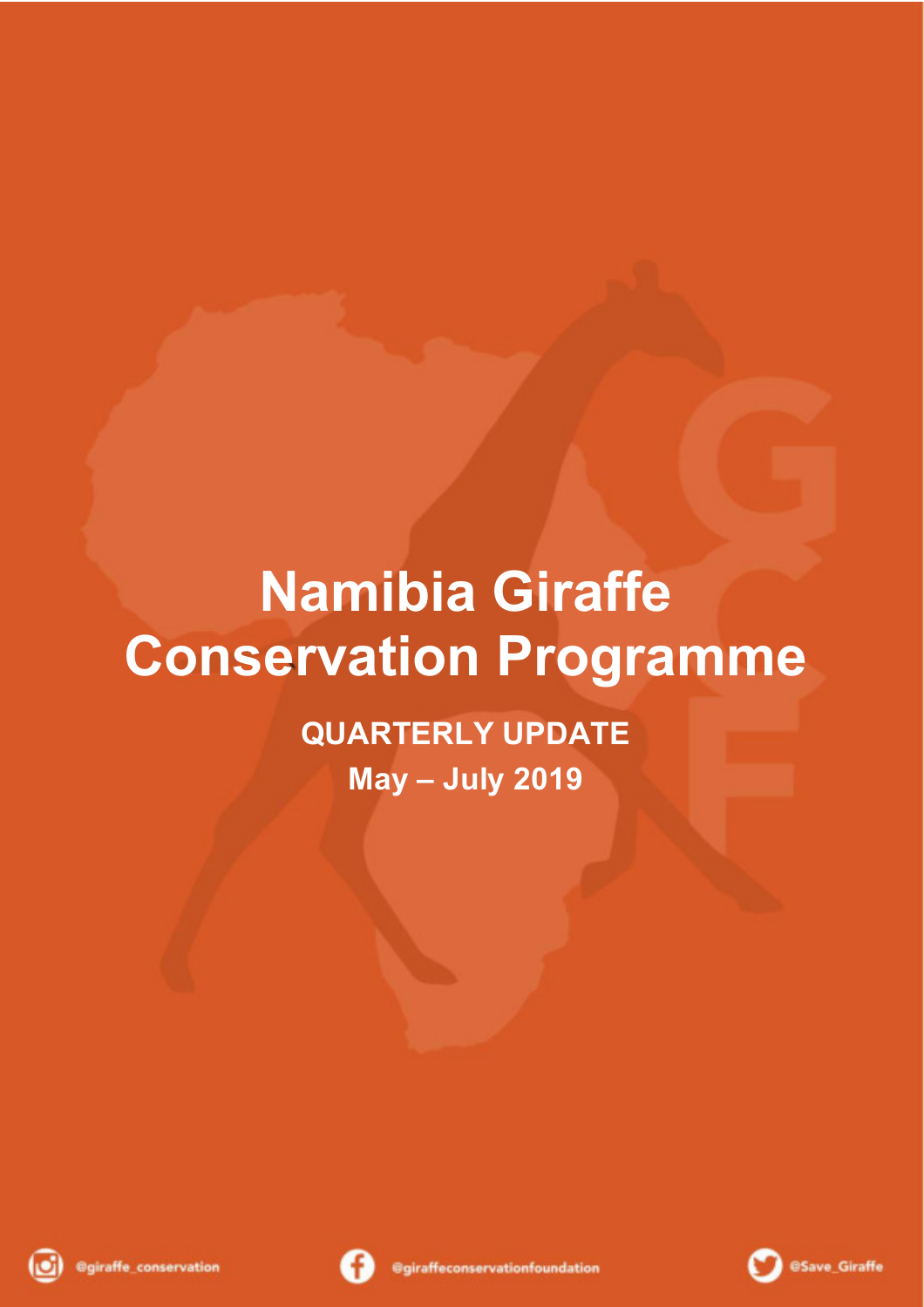# Namibia Giraffe Conservation Programme

## QUARTERLY UPDATE

## May – July 2019

@giraffe_conservation

@giraffeconservationfoundation

@Save_Giraffe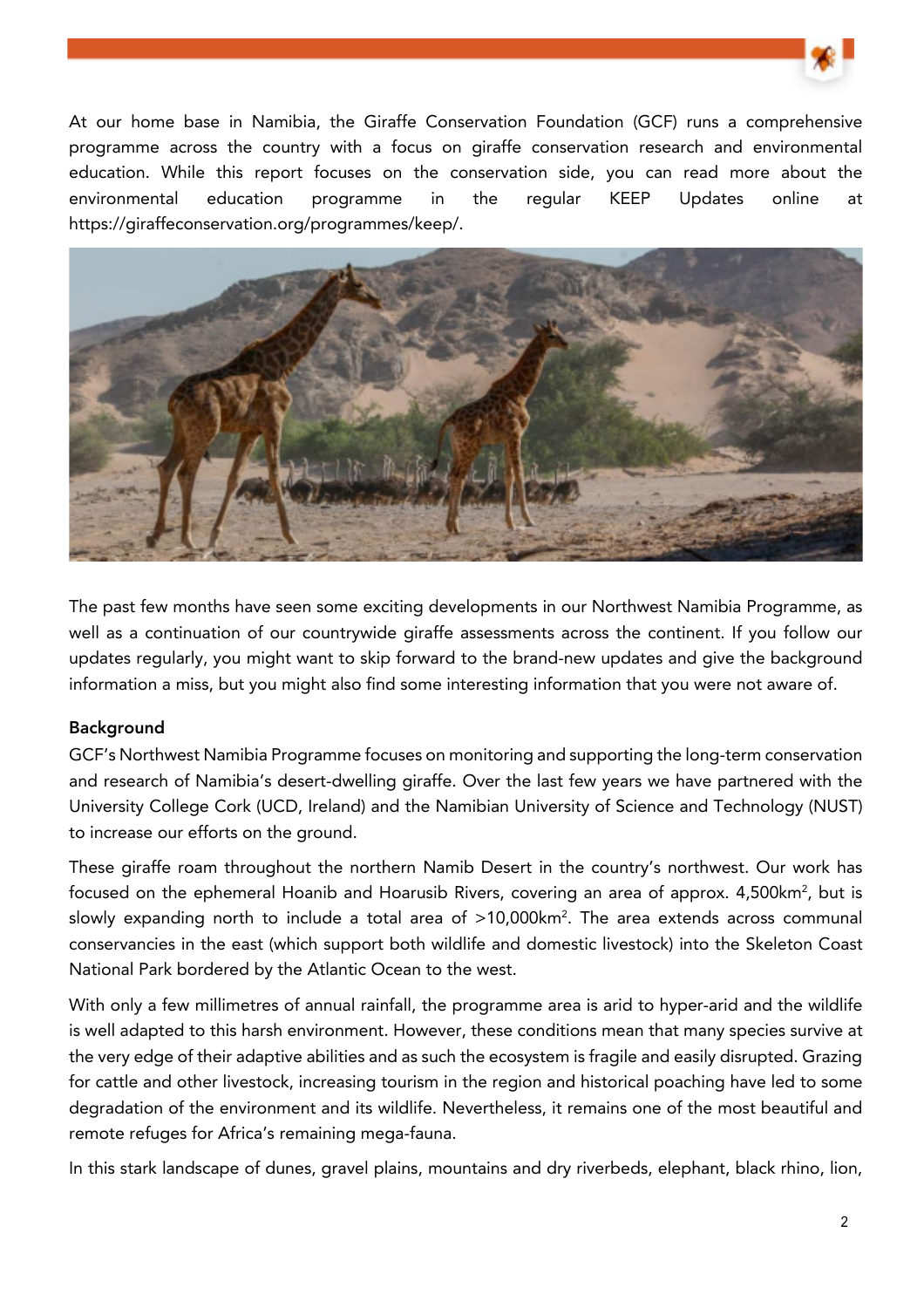At our home base in Namibia, the Giraffe Conservation Foundation (GCF) runs a comprehensive programme across the country with a focus on giraffe conservation research and environmental education. While this report focuses on the conservation side, you can read more about the environmental education programme in the regular KEEP Updates online at https://giraffeconservation.org/programmes/keep/.

The past few months have seen some exciting developments in our Northwest Namibia Programme, as well as a continuation of our countrywide giraffe assessments across the continent. If you follow our updates regularly, you might want to skip forward to the brand-new updates and give the background information a miss, but you might also find some interesting information that you were not aware of.

**Background**

GCF's Northwest Namibia Programme focuses on monitoring and supporting the long-term conservation and research of Namibia's desert-dwelling giraffe. Over the last few years we have partnered with the University College Cork (UCD, Ireland) and the Namibian University of Science and Technology (NUST) to increase our efforts on the ground.

These giraffe roam throughout the northern Namib Desert in the country's northwest. Our work has focused on the ephemeral Hoanib and Hoarusib Rivers, covering an area of approx. 4,500km$^2$, but is slowly expanding north to include a total area of >10,000km$^2$. The area extends across communal conservancies in the east (which support both wildlife and domestic livestock) into the Skeleton Coast National Park bordered by the Atlantic Ocean to the west.

With only a few millimetres of annual rainfall, the programme area is arid to hyper-arid and the wildlife is well adapted to this harsh environment. However, these conditions mean that many species survive at the very edge of their adaptive abilities and as such the ecosystem is fragile and easily disrupted. Grazing for cattle and other livestock, increasing tourism in the region and historical poaching have led to some degradation of the environment and its wildlife. Nevertheless, it remains one of the most beautiful and remote refuges for Africa's remaining mega-fauna.

In this stark landscape of dunes, gravel plains, mountains and dry riverbeds, elephant, black rhino, lion,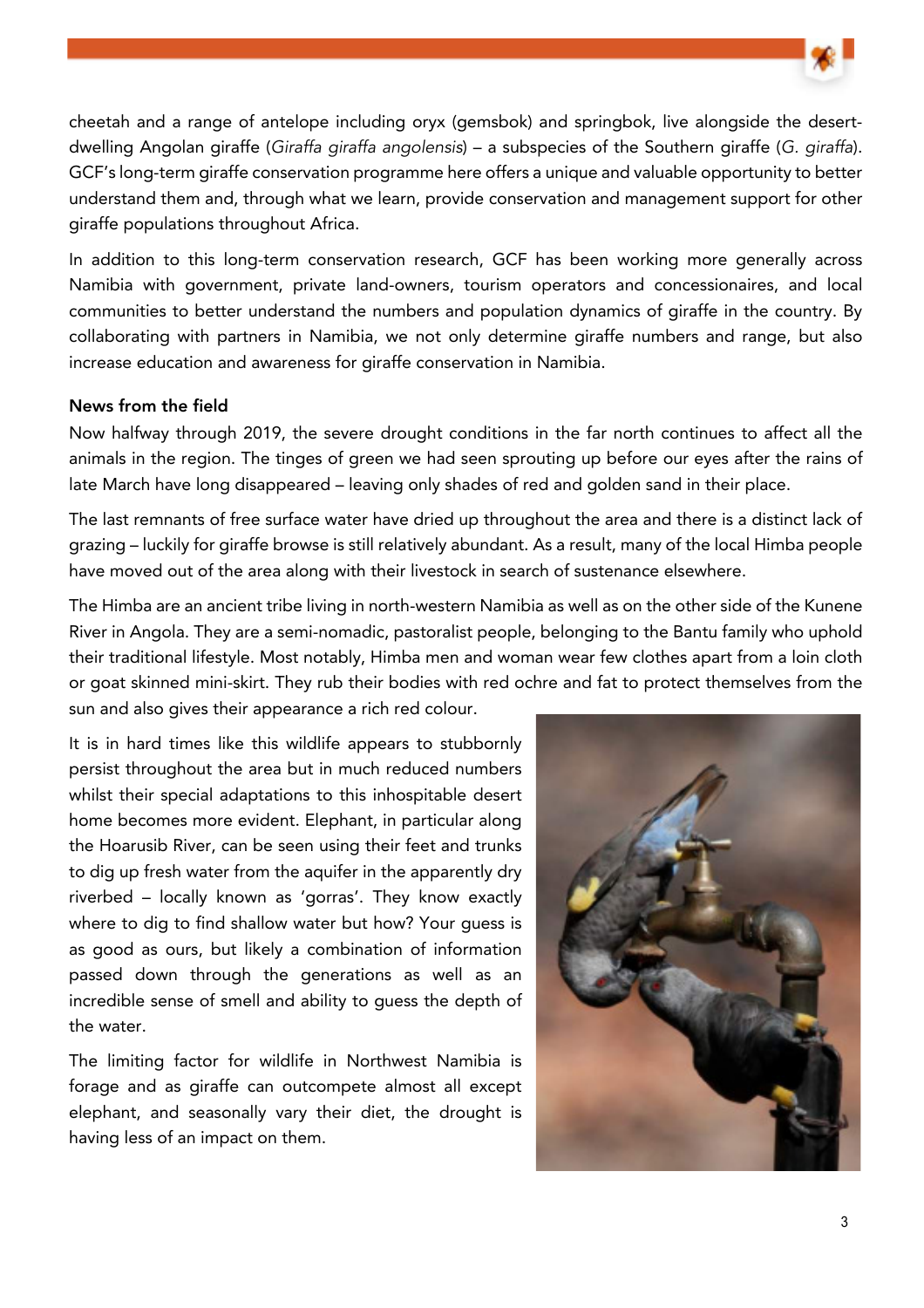cheetah and a range of antelope including oryx (gemsbok) and springbok, live alongside the desert-dwelling Angolan giraffe (*Giraffa giraffa angolensis*) – a subspecies of the Southern giraffe (*G. giraffa*). GCF's long-term giraffe conservation programme here offers a unique and valuable opportunity to better understand them and, through what we learn, provide conservation and management support for other giraffe populations throughout Africa.

In addition to this long-term conservation research, GCF has been working more generally across Namibia with government, private land-owners, tourism operators and concessionaires, and local communities to better understand the numbers and population dynamics of giraffe in the country. By collaborating with partners in Namibia, we not only determine giraffe numbers and range, but also increase education and awareness for giraffe conservation in Namibia.

**News from the field**

Now halfway through 2019, the severe drought conditions in the far north continues to affect all the animals in the region. The tinges of green we had seen sprouting up before our eyes after the rains of late March have long disappeared – leaving only shades of red and golden sand in their place.

The last remnants of free surface water have dried up throughout the area and there is a distinct lack of grazing – luckily for giraffe browse is still relatively abundant. As a result, many of the local Himba people have moved out of the area along with their livestock in search of sustenance elsewhere.

The Himba are an ancient tribe living in north-western Namibia as well as on the other side of the Kunene River in Angola. They are a semi-nomadic, pastoralist people, belonging to the Bantu family who uphold their traditional lifestyle. Most notably, Himba men and woman wear few clothes apart from a loin cloth or goat skinned mini-skirt. They rub their bodies with red ochre and fat to protect themselves from the sun and also gives their appearance a rich red colour.

It is in hard times like this wildlife appears to stubbornly persist throughout the area but in much reduced numbers whilst their special adaptations to this inhospitable desert home becomes more evident. Elephant, in particular along the Hoarusib River, can be seen using their feet and trunks to dig up fresh water from the aquifer in the apparently dry riverbed – locally known as 'gorras'. They know exactly where to dig to find shallow water but how? Your guess is as good as ours, but likely a combination of information passed down through the generations as well as an incredible sense of smell and ability to guess the depth of the water.

The limiting factor for wildlife in Northwest Namibia is forage and as giraffe can outcompete almost all except elephant, and seasonally vary their diet, the drought is having less of an impact on them.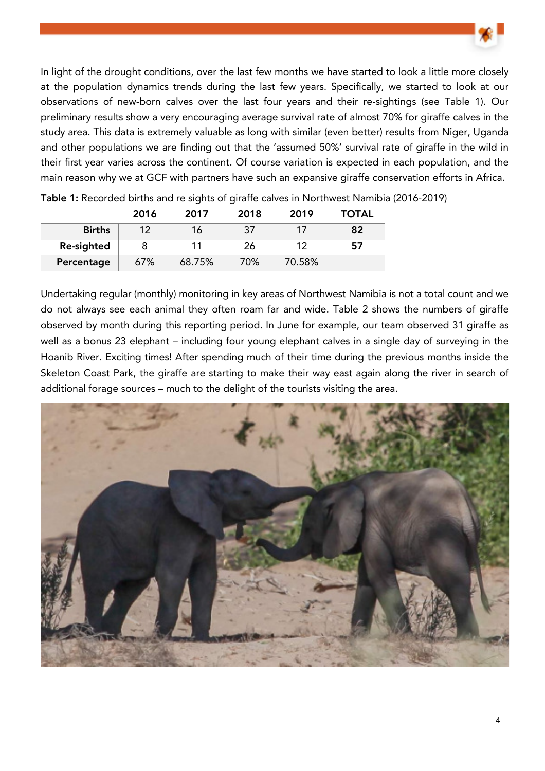In light of the drought conditions, over the last few months we have started to look a little more closely at the population dynamics trends during the last few years. Specifically, we started to look at our observations of new-born calves over the last four years and their re-sightings (see Table 1). Our preliminary results show a very encouraging average survival rate of almost 70% for giraffe calves in the study area. This data is extremely valuable as long with similar (even better) results from Niger, Uganda and other populations we are finding out that the 'assumed 50%' survival rate of giraffe in the wild in their first year varies across the continent. Of course variation is expected in each population, and the main reason why we at GCF with partners have such an expansive giraffe conservation efforts in Africa.

**Table 1:** Recorded births and re sights of giraffe calves in Northwest Namibia (2016-2019)

| | 2016 | 2017 | 2018 | 2019 | TOTAL |
|---|---|---|---|---|---|
| **Births** | 12 | 16 | 37 | 17 | **82** |
| **Re-sighted** | 8 | 11 | 26 | 12 | **57** |
| **Percentage** | 67% | 68.75% | 70% | 70.58% | |

Undertaking regular (monthly) monitoring in key areas of Northwest Namibia is not a total count and we do not always see each animal they often roam far and wide. Table 2 shows the numbers of giraffe observed by month during this reporting period. In June for example, our team observed 31 giraffe as well as a bonus 23 elephant – including four young elephant calves in a single day of surveying in the Hoanib River. Exciting times! After spending much of their time during the previous months inside the Skeleton Coast Park, the giraffe are starting to make their way east again along the river in search of additional forage sources – much to the delight of the tourists visiting the area.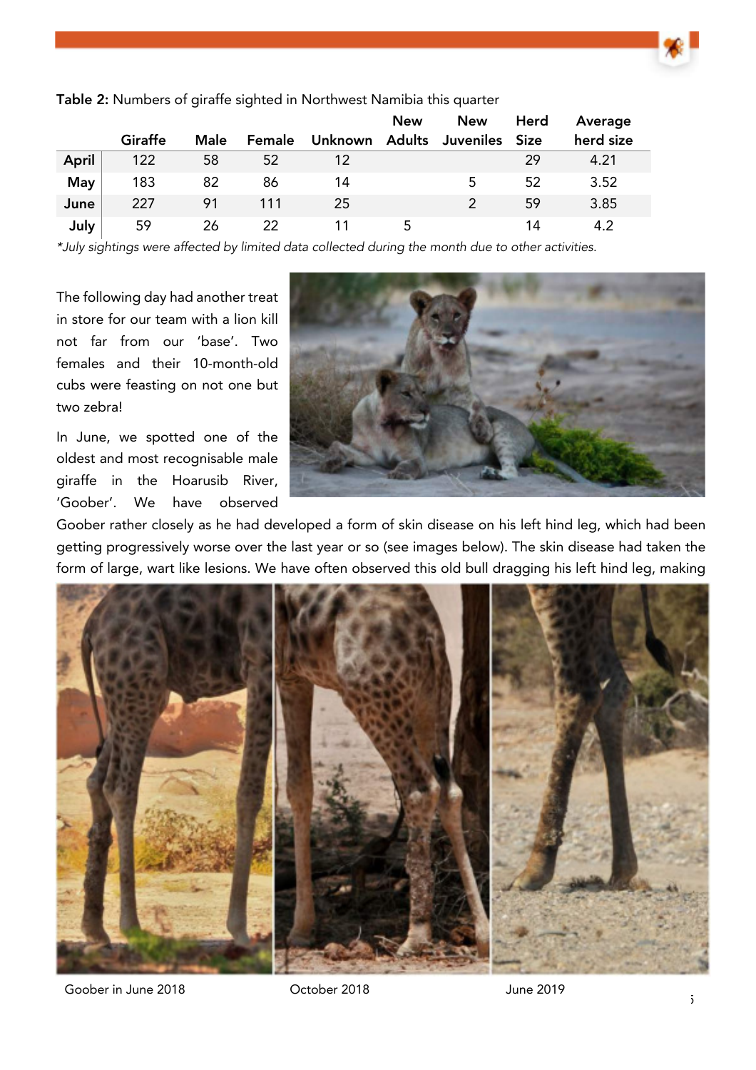**Table 2:** Numbers of giraffe sighted in Northwest Namibia this quarter

| | Giraffe | Male | Female | Unknown | New Adults | New Juveniles | Herd Size | Average herd size |
|---|---|---|---|---|---|---|---|---|
| **April** | 122 | 58 | 52 | 12 | | | 29 | 4.21 |
| **May** | 183 | 82 | 86 | 14 | | 5 | 52 | 3.52 |
| **June** | 227 | 91 | 111 | 25 | | 2 | 59 | 3.85 |
| **July** | 59 | 26 | 22 | 11 | 5 | | 14 | 4.2 |

*\*July sightings were affected by limited data collected during the month due to other activities.*

The following day had another treat in store for our team with a lion kill not far from our 'base'. Two females and their 10-month-old cubs were feasting on not one but two zebra!

In June, we spotted one of the oldest and most recognisable male giraffe in the Hoarusib River, 'Goober'. We have observed Goober rather closely as he had developed a form of skin disease on his left hind leg, which had been getting progressively worse over the last year or so (see images below). The skin disease had taken the form of large, wart like lesions. We have often observed this old bull dragging his left hind leg, making

Goober in June 2018 October 2018 June 2019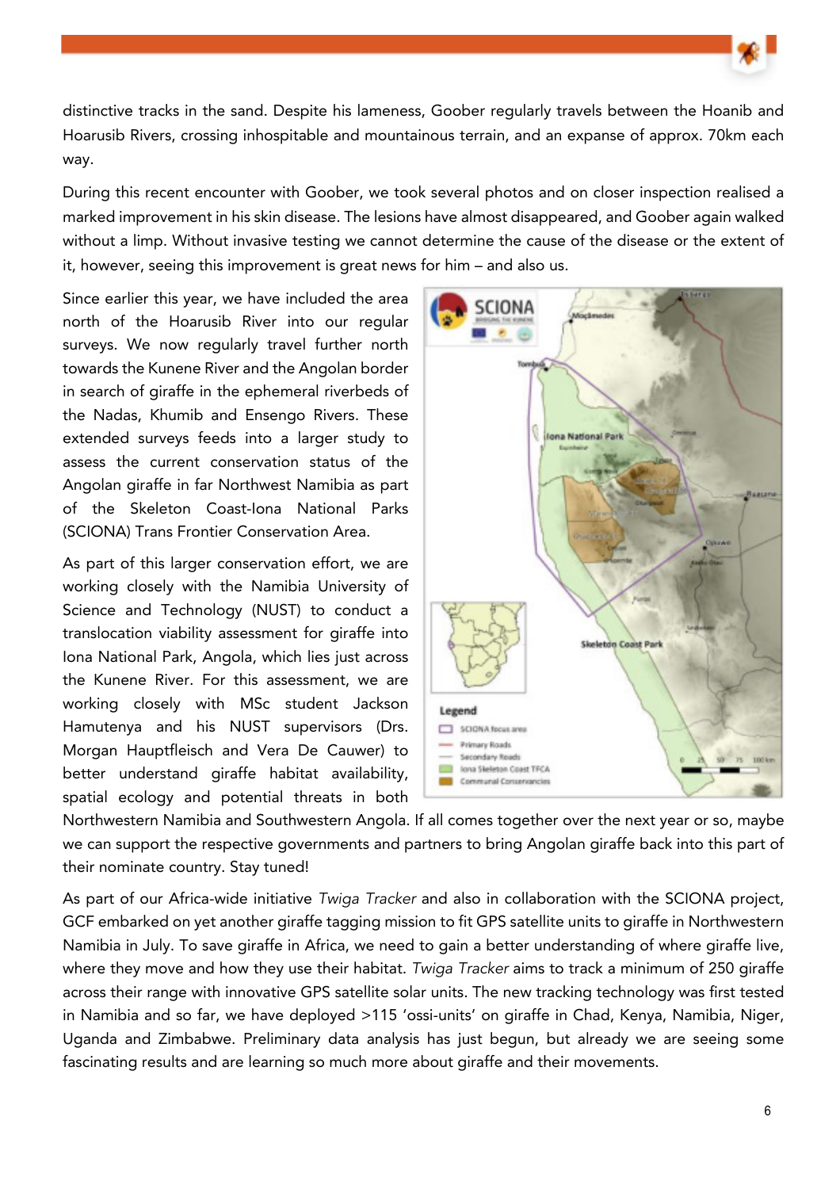distinctive tracks in the sand. Despite his lameness, Goober regularly travels between the Hoanib and Hoarusib Rivers, crossing inhospitable and mountainous terrain, and an expanse of approx. 70km each way.

During this recent encounter with Goober, we took several photos and on closer inspection realised a marked improvement in his skin disease. The lesions have almost disappeared, and Goober again walked without a limp. Without invasive testing we cannot determine the cause of the disease or the extent of it, however, seeing this improvement is great news for him – and also us.

Since earlier this year, we have included the area north of the Hoarusib River into our regular surveys. We now regularly travel further north towards the Kunene River and the Angolan border in search of giraffe in the ephemeral riverbeds of the Nadas, Khumib and Ensengo Rivers. These extended surveys feeds into a larger study to assess the current conservation status of the Angolan giraffe in far Northwest Namibia as part of the Skeleton Coast-Iona National Parks (SCIONA) Trans Frontier Conservation Area.

As part of this larger conservation effort, we are working closely with the Namibia University of Science and Technology (NUST) to conduct a translocation viability assessment for giraffe into Iona National Park, Angola, which lies just across the Kunene River. For this assessment, we are working closely with MSc student Jackson Hamutenya and his NUST supervisors (Drs. Morgan Hauptfleisch and Vera De Cauwer) to better understand giraffe habitat availability, spatial ecology and potential threats in both Northwestern Namibia and Southwestern Angola. If all comes together over the next year or so, maybe we can support the respective governments and partners to bring Angolan giraffe back into this part of their nominate country. Stay tuned!

As part of our Africa-wide initiative *Twiga Tracker* and also in collaboration with the SCIONA project, GCF embarked on yet another giraffe tagging mission to fit GPS satellite units to giraffe in Northwestern Namibia in July. To save giraffe in Africa, we need to gain a better understanding of where giraffe live, where they move and how they use their habitat. *Twiga Tracker* aims to track a minimum of 250 giraffe across their range with innovative GPS satellite solar units. The new tracking technology was first tested in Namibia and so far, we have deployed >115 'ossi-units' on giraffe in Chad, Kenya, Namibia, Niger, Uganda and Zimbabwe. Preliminary data analysis has just begun, but already we are seeing some fascinating results and are learning so much more about giraffe and their movements.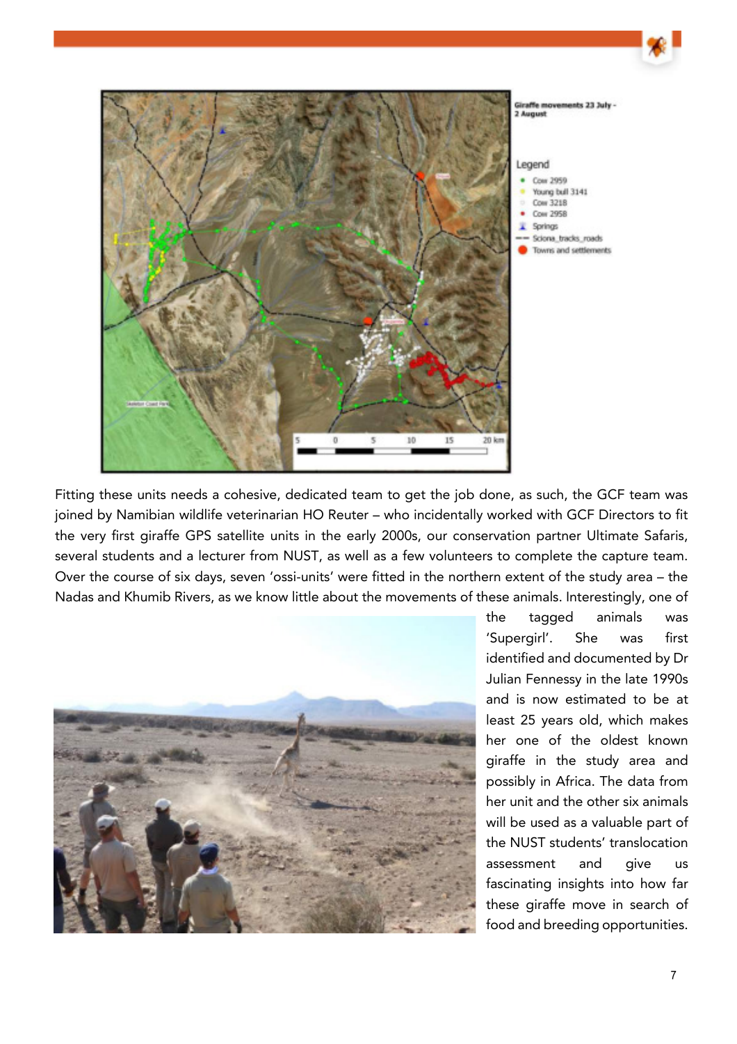Fitting these units needs a cohesive, dedicated team to get the job done, as such, the GCF team was joined by Namibian wildlife veterinarian HO Reuter – who incidentally worked with GCF Directors to fit the very first giraffe GPS satellite units in the early 2000s, our conservation partner Ultimate Safaris, several students and a lecturer from NUST, as well as a few volunteers to complete the capture team. Over the course of six days, seven 'ossi-units' were fitted in the northern extent of the study area – the Nadas and Khumib Rivers, as we know little about the movements of these animals. Interestingly, one of the tagged animals was 'Supergirl'. She was first identified and documented by Dr Julian Fennessy in the late 1990s and is now estimated to be at least 25 years old, which makes her one of the oldest known giraffe in the study area and possibly in Africa. The data from her unit and the other six animals will be used as a valuable part of the NUST students' translocation assessment and give us fascinating insights into how far these giraffe move in search of food and breeding opportunities.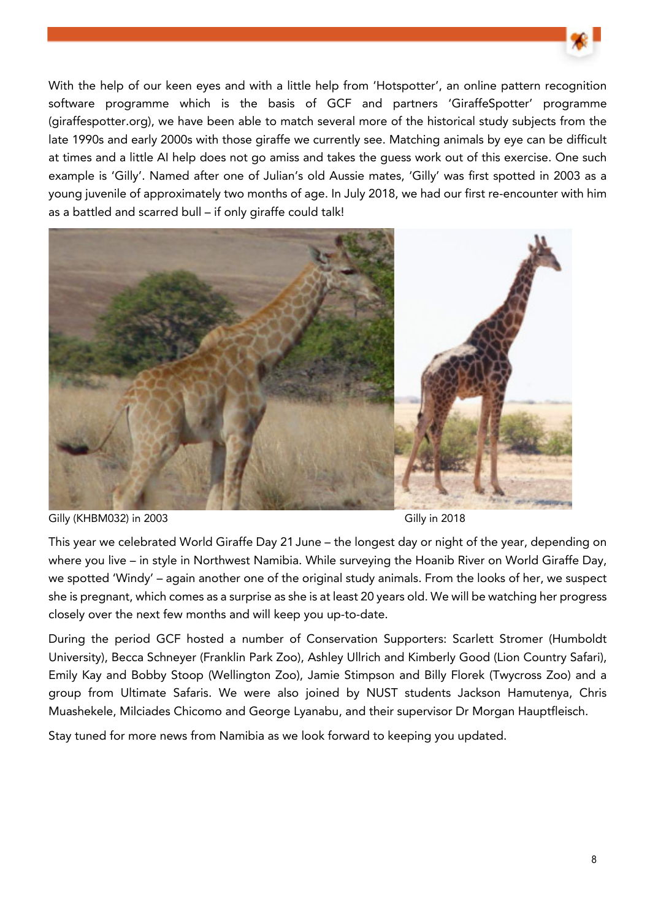With the help of our keen eyes and with a little help from 'Hotspotter', an online pattern recognition software programme which is the basis of GCF and partners 'GiraffeSpotter' programme (giraffespotter.org), we have been able to match several more of the historical study subjects from the late 1990s and early 2000s with those giraffe we currently see. Matching animals by eye can be difficult at times and a little AI help does not go amiss and takes the guess work out of this exercise. One such example is 'Gilly'. Named after one of Julian's old Aussie mates, 'Gilly' was first spotted in 2003 as a young juvenile of approximately two months of age. In July 2018, we had our first re-encounter with him as a battled and scarred bull – if only giraffe could talk!

Gilly (KHBM032) in 2003

Gilly in 2018

This year we celebrated World Giraffe Day 21 June – the longest day or night of the year, depending on where you live – in style in Northwest Namibia. While surveying the Hoanib River on World Giraffe Day, we spotted 'Windy' – again another one of the original study animals. From the looks of her, we suspect she is pregnant, which comes as a surprise as she is at least 20 years old. We will be watching her progress closely over the next few months and will keep you up-to-date.

During the period GCF hosted a number of Conservation Supporters: Scarlett Stromer (Humboldt University), Becca Schneyer (Franklin Park Zoo), Ashley Ullrich and Kimberly Good (Lion Country Safari), Emily Kay and Bobby Stoop (Wellington Zoo), Jamie Stimpson and Billy Florek (Twycross Zoo) and a group from Ultimate Safaris. We were also joined by NUST students Jackson Hamutenya, Chris Muashekele, Milciades Chicomo and George Lyanabu, and their supervisor Dr Morgan Hauptfleisch.

Stay tuned for more news from Namibia as we look forward to keeping you updated.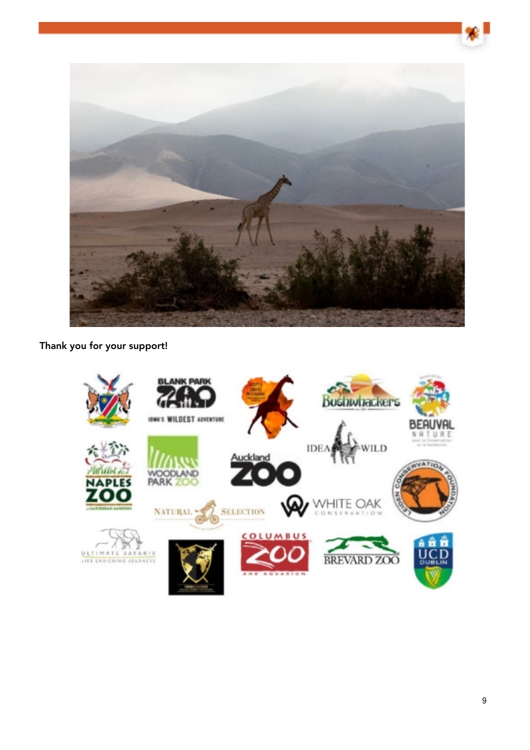Thank you for your support!